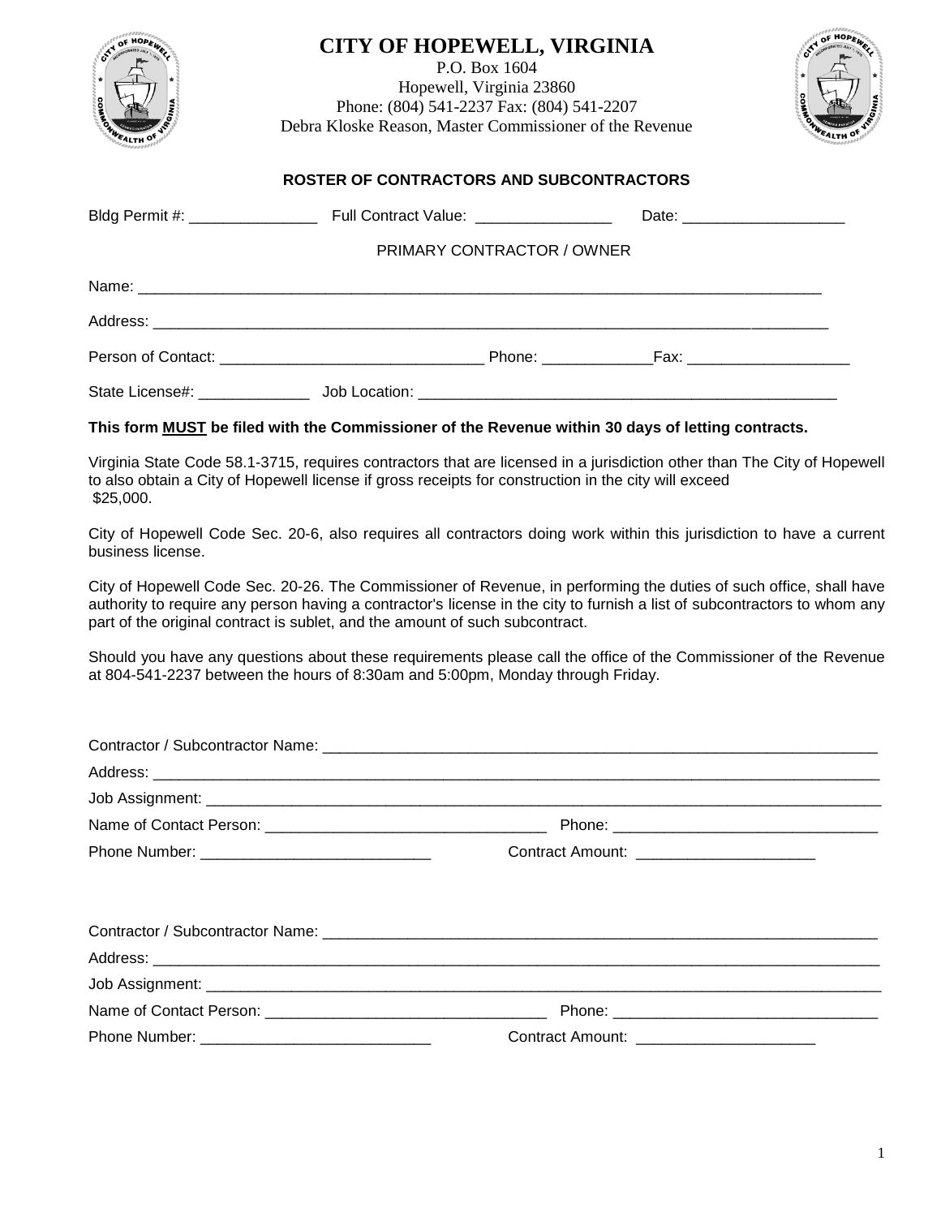# CITY OF HOPEWELL, VIRGINIA

P.O. Box 1604
Hopewell, Virginia 23860
Phone: (804) 541-2237 Fax: (804) 541-2207
Debra Kloske Reason, Master Commissioner of the Revenue

## ROSTER OF CONTRACTORS AND SUBCONTRACTORS

Bldg Permit #: _______________ Full Contract Value: ________________ Date: ___________________

PRIMARY CONTRACTOR / OWNER

Name: ______________________________________________________________________________

Address: _____________________________________________________________________________

Person of Contact: ______________________________ Phone: _____________Fax: ___________________

State License#: _____________ Job Location: ___________________________________________________

**This form MUST be filed with the Commissioner of the Revenue within 30 days of letting contracts.**

Virginia State Code 58.1-3715, requires contractors that are licensed in a jurisdiction other than The City of Hopewell to also obtain a City of Hopewell license if gross receipts for construction in the city will exceed $25,000.

City of Hopewell Code Sec. 20-6, also requires all contractors doing work within this jurisdiction to have a current business license.

City of Hopewell Code Sec. 20-26. The Commissioner of Revenue, in performing the duties of such office, shall have authority to require any person having a contractor's license in the city to furnish a list of subcontractors to whom any part of the original contract is sublet, and the amount of such subcontract.

Should you have any questions about these requirements please call the office of the Commissioner of the Revenue at 804-541-2237 between the hours of 8:30am and 5:00pm, Monday through Friday.

Contractor / Subcontractor Name: _______________________________________________________________

Address: ______________________________________________________________________________________

Job Assignment: ______________________________________________________________________________

Name of Contact Person: _________________________________ Phone: _______________________________

Phone Number: ___________________________ Contract Amount: _____________________

Contractor / Subcontractor Name: _______________________________________________________________

Address: ______________________________________________________________________________________

Job Assignment: ______________________________________________________________________________

Name of Contact Person: _________________________________ Phone: _______________________________

Phone Number: ___________________________ Contract Amount: _____________________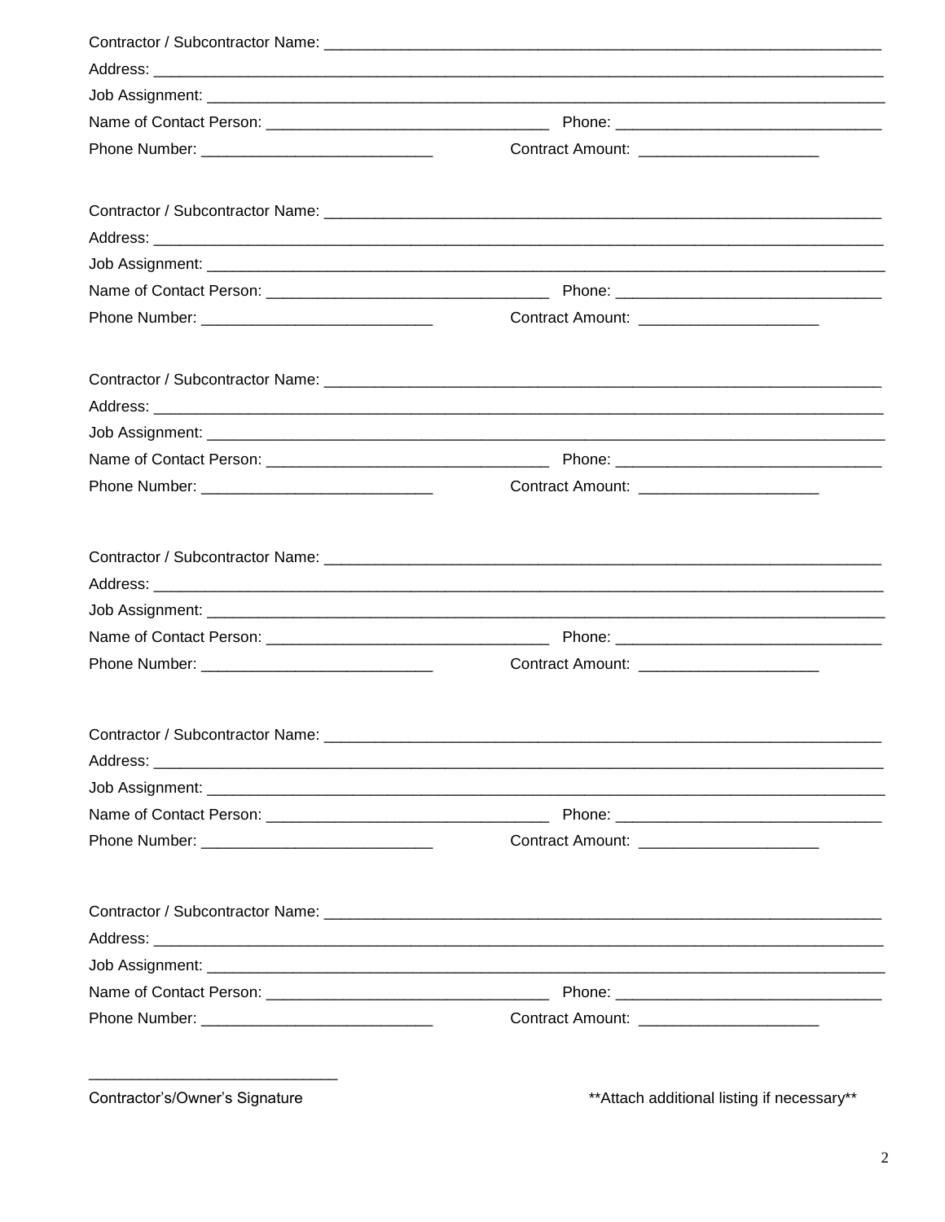Contractor / Subcontractor Name: ___________________________________________

Address: ___________________________________________

Job Assignment: ___________________________________________

Name of Contact Person: ___________________________ Phone: ___________________________

Phone Number: ___________________________ Contract Amount: ___________________

Contractor / Subcontractor Name: ___________________________________________

Address: ___________________________________________

Job Assignment: ___________________________________________

Name of Contact Person: ___________________________ Phone: ___________________________

Phone Number: ___________________________ Contract Amount: ___________________

Contractor / Subcontractor Name: ___________________________________________

Address: ___________________________________________

Job Assignment: ___________________________________________

Name of Contact Person: ___________________________ Phone: ___________________________

Phone Number: ___________________________ Contract Amount: ___________________

Contractor / Subcontractor Name: ___________________________________________

Address: ___________________________________________

Job Assignment: ___________________________________________

Name of Contact Person: ___________________________ Phone: ___________________________

Phone Number: ___________________________ Contract Amount: ___________________

Contractor / Subcontractor Name: ___________________________________________

Address: ___________________________________________

Job Assignment: ___________________________________________

Name of Contact Person: ___________________________ Phone: ___________________________

Phone Number: ___________________________ Contract Amount: ___________________

Contractor / Subcontractor Name: ___________________________________________

Address: ___________________________________________

Job Assignment: ___________________________________________

Name of Contact Person: ___________________________ Phone: ___________________________

Phone Number: ___________________________ Contract Amount: ___________________

___________________________

Contractor's/Owner's Signature

**Attach additional listing if necessary**